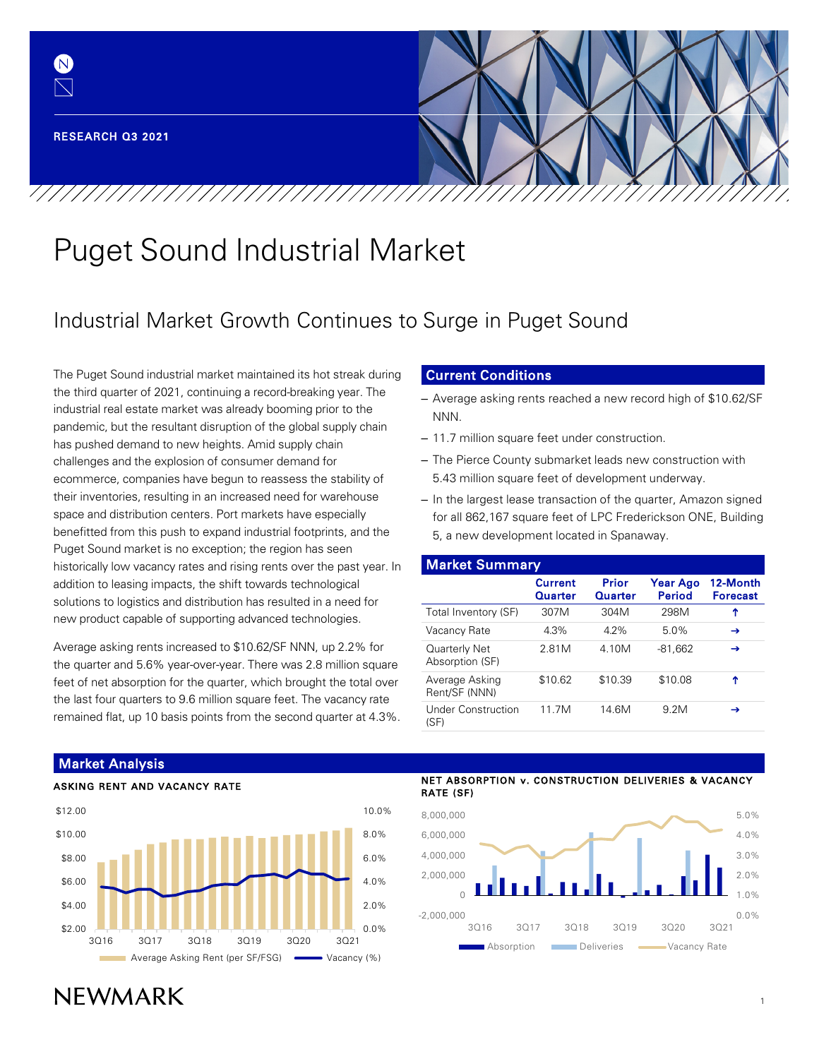RESEARCH Q3 2021

# Puget Sound Industrial Market

## Industrial Market Growth Continues to Surge in Puget Sound

The Puget Sound industrial market maintained its hot streak during the third quarter of 2021, continuing a record-breaking year. The industrial real estate market was already booming prior to the pandemic, but the resultant disruption of the global supply chain has pushed demand to new heights. Amid supply chain challenges and the explosion of consumer demand for ecommerce, companies have begun to reassess the stability of their inventories, resulting in an increased need for warehouse space and distribution centers. Port markets have especially benefitted from this push to expand industrial footprints, and the Puget Sound market is no exception; the region has seen historically low vacancy rates and rising rents over the past year. In addition to leasing impacts, the shift towards technological solutions to logistics and distribution has resulted in a need for new product capable of supporting advanced technologies.

Average asking rents increased to $10.62/SF NNN, up 2.2% for the quarter and 5.6% year-over-year. There was 2.8 million square feet of net absorption for the quarter, which brought the total over the last four quarters to 9.6 million square feet. The vacancy rate remained flat, up 10 basis points from the second quarter at 4.3%.

### Current Conditions

- Average asking rents reached a new record high of $10.62/SF NNN.
- 11.7 million square feet under construction.
- The Pierce County submarket leads new construction with 5.43 million square feet of development underway.
- In the largest lease transaction of the quarter, Amazon signed for all 862,167 square feet of LPC Frederickson ONE, Building 5, a new development located in Spanaway.

### Market Summary

| | Current Quarter | Prior Quarter | Year Ago Period | 12-Month Forecast |
|---|---|---|---|---|
| Total Inventory (SF) | 307M | 304M | 298M | ↑ |
| Vacancy Rate | 4.3% | 4.2% | 5.0% | → |
| Quarterly Net Absorption (SF) | 2.81M | 4.10M | -81,662 | → |
| Average Asking Rent/SF (NNN) | $10.62 | $10.39 | $10.08 | ↑ |
| Under Construction (SF) | 11.7M | 14.6M | 9.2M | → |

### Market Analysis

**ASKING RENT AND VACANCY RATE**

**NET ABSORPTION v. CONSTRUCTION DELIVERIES & VACANCY RATE (SF)**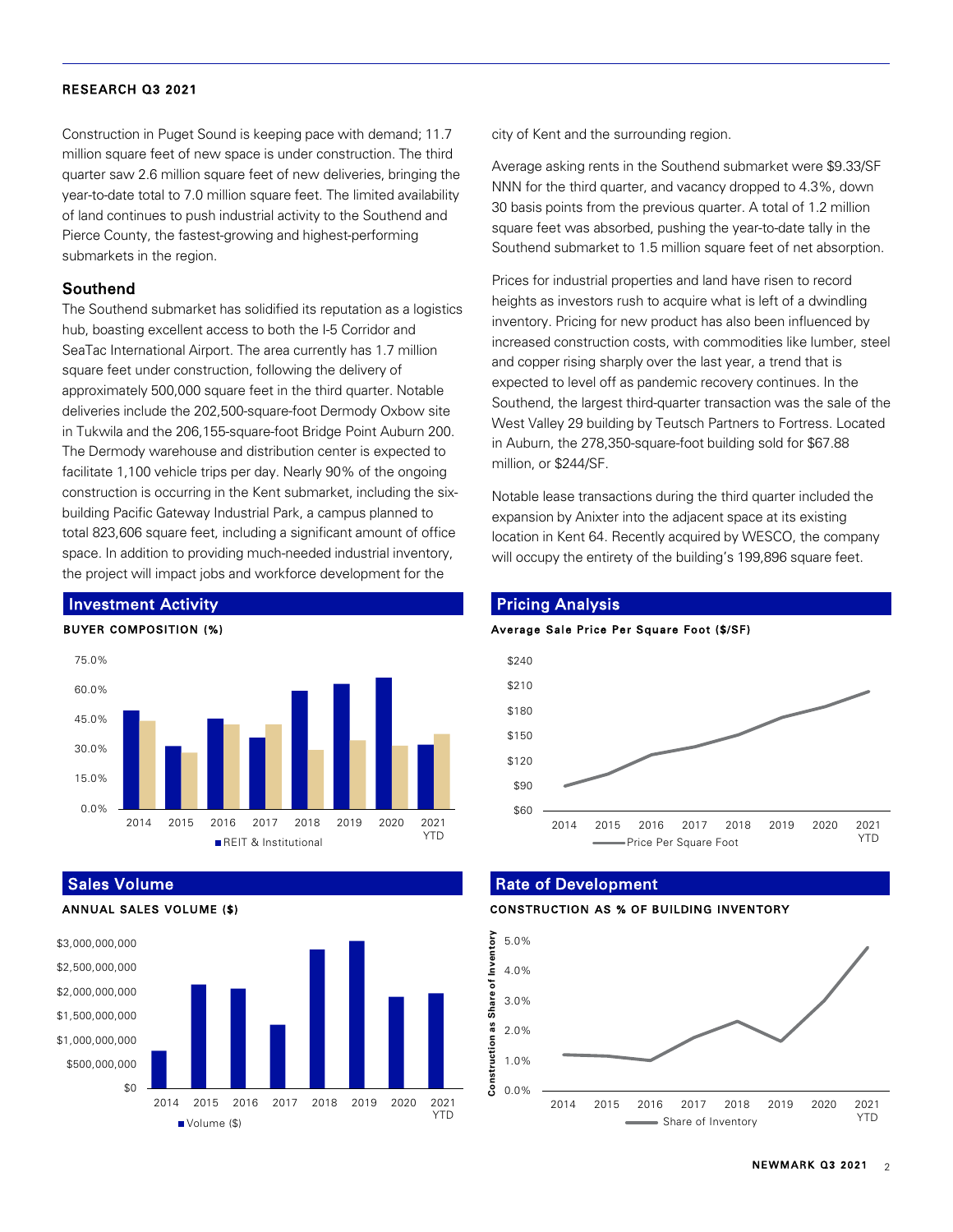Construction in Puget Sound is keeping pace with demand; 11.7 million square feet of new space is under construction. The third quarter saw 2.6 million square feet of new deliveries, bringing the year-to-date total to 7.0 million square feet. The limited availability of land continues to push industrial activity to the Southend and Pierce County, the fastest-growing and highest-performing submarkets in the region.

### Southend

The Southend submarket has solidified its reputation as a logistics hub, boasting excellent access to both the I-5 Corridor and SeaTac International Airport. The area currently has 1.7 million square feet under construction, following the delivery of approximately 500,000 square feet in the third quarter. Notable deliveries include the 202,500-square-foot Dermody Oxbow site in Tukwila and the 206,155-square-foot Bridge Point Auburn 200. The Dermody warehouse and distribution center is expected to facilitate 1,100 vehicle trips per day. Nearly 90% of the ongoing construction is occurring in the Kent submarket, including the six-building Pacific Gateway Industrial Park, a campus planned to total 823,606 square feet, including a significant amount of office space. In addition to providing much-needed industrial inventory, the project will impact jobs and workforce development for the city of Kent and the surrounding region.

Average asking rents in the Southend submarket were $9.33/SF NNN for the third quarter, and vacancy dropped to 4.3%, down 30 basis points from the previous quarter. A total of 1.2 million square feet was absorbed, pushing the year-to-date tally in the Southend submarket to 1.5 million square feet of net absorption.

Prices for industrial properties and land have risen to record heights as investors rush to acquire what is left of a dwindling inventory. Pricing for new product has also been influenced by increased construction costs, with commodities like lumber, steel and copper rising sharply over the last year, a trend that is expected to level off as pandemic recovery continues. In the Southend, the largest third-quarter transaction was the sale of the West Valley 29 building by Teutsch Partners to Fortress. Located in Auburn, the 278,350-square-foot building sold for $67.88 million, or $244/SF.

Notable lease transactions during the third quarter included the expansion by Anixter into the adjacent space at its existing location in Kent 64. Recently acquired by WESCO, the company will occupy the entirety of the building's 199,896 square feet.

### Investment Activity

**BUYER COMPOSITION (%)**

### Pricing Analysis

**Average Sale Price Per Square Foot ($/SF)**

### Sales Volume

**ANNUAL SALES VOLUME ($)**

### Rate of Development

**CONSTRUCTION AS % OF BUILDING INVENTORY**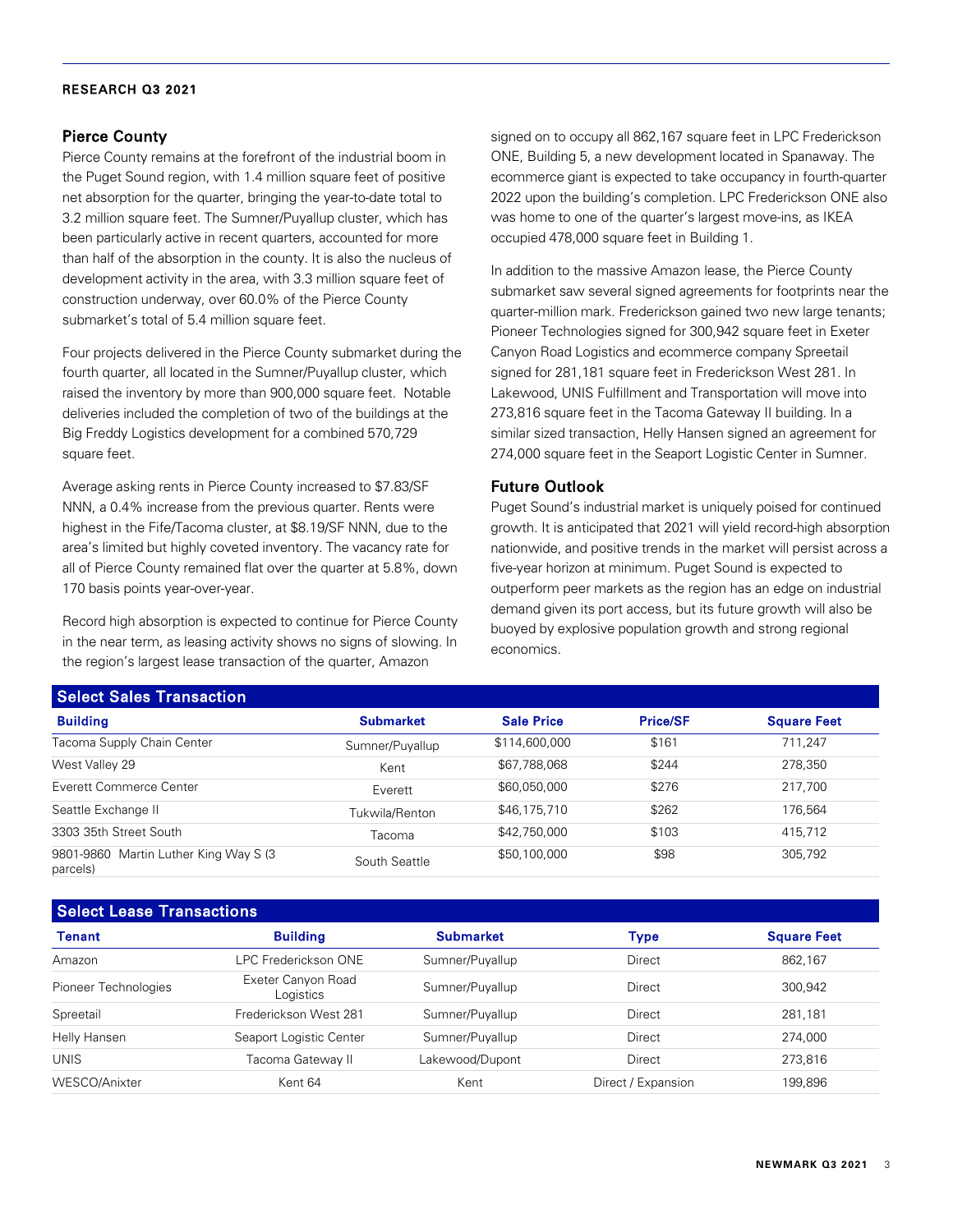## Pierce County

Pierce County remains at the forefront of the industrial boom in the Puget Sound region, with 1.4 million square feet of positive net absorption for the quarter, bringing the year-to-date total to 3.2 million square feet. The Sumner/Puyallup cluster, which has been particularly active in recent quarters, accounted for more than half of the absorption in the county. It is also the nucleus of development activity in the area, with 3.3 million square feet of construction underway, over 60.0% of the Pierce County submarket's total of 5.4 million square feet.

Four projects delivered in the Pierce County submarket during the fourth quarter, all located in the Sumner/Puyallup cluster, which raised the inventory by more than 900,000 square feet. Notable deliveries included the completion of two of the buildings at the Big Freddy Logistics development for a combined 570,729 square feet.

Average asking rents in Pierce County increased to $7.83/SF NNN, a 0.4% increase from the previous quarter. Rents were highest in the Fife/Tacoma cluster, at $8.19/SF NNN, due to the area's limited but highly coveted inventory. The vacancy rate for all of Pierce County remained flat over the quarter at 5.8%, down 170 basis points year-over-year.

Record high absorption is expected to continue for Pierce County in the near term, as leasing activity shows no signs of slowing. In the region's largest lease transaction of the quarter, Amazon signed on to occupy all 862,167 square feet in LPC Frederickson ONE, Building 5, a new development located in Spanaway. The ecommerce giant is expected to take occupancy in fourth-quarter 2022 upon the building's completion. LPC Frederickson ONE also was home to one of the quarter's largest move-ins, as IKEA occupied 478,000 square feet in Building 1.

In addition to the massive Amazon lease, the Pierce County submarket saw several signed agreements for footprints near the quarter-million mark. Frederickson gained two new large tenants; Pioneer Technologies signed for 300,942 square feet in Exeter Canyon Road Logistics and ecommerce company Spreetail signed for 281,181 square feet in Frederickson West 281. In Lakewood, UNIS Fulfillment and Transportation will move into 273,816 square feet in the Tacoma Gateway II building. In a similar sized transaction, Helly Hansen signed an agreement for 274,000 square feet in the Seaport Logistic Center in Sumner.

## Future Outlook

Puget Sound's industrial market is uniquely poised for continued growth. It is anticipated that 2021 will yield record-high absorption nationwide, and positive trends in the market will persist across a five-year horizon at minimum. Puget Sound is expected to outperform peer markets as the region has an edge on industrial demand given its port access, but its future growth will also be buoyed by explosive population growth and strong regional economics.

### Select Sales Transaction

| Building | Submarket | Sale Price | Price/SF | Square Feet |
|---|---|---|---|---|
| Tacoma Supply Chain Center | Sumner/Puyallup | $114,600,000 | $161 | 711,247 |
| West Valley 29 | Kent | $67,788,068 | $244 | 278,350 |
| Everett Commerce Center | Everett | $60,050,000 | $276 | 217,700 |
| Seattle Exchange II | Tukwila/Renton | $46,175,710 | $262 | 176,564 |
| 3303 35th Street South | Tacoma | $42,750,000 | $103 | 415,712 |
| 9801-9860 Martin Luther King Way S (3 parcels) | South Seattle | $50,100,000 | $98 | 305,792 |

### Select Lease Transactions

| Tenant | Building | Submarket | Type | Square Feet |
|---|---|---|---|---|
| Amazon | LPC Frederickson ONE | Sumner/Puyallup | Direct | 862,167 |
| Pioneer Technologies | Exeter Canyon Road Logistics | Sumner/Puyallup | Direct | 300,942 |
| Spreetail | Frederickson West 281 | Sumner/Puyallup | Direct | 281,181 |
| Helly Hansen | Seaport Logistic Center | Sumner/Puyallup | Direct | 274,000 |
| UNIS | Tacoma Gateway II | Lakewood/Dupont | Direct | 273,816 |
| WESCO/Anixter | Kent 64 | Kent | Direct / Expansion | 199,896 |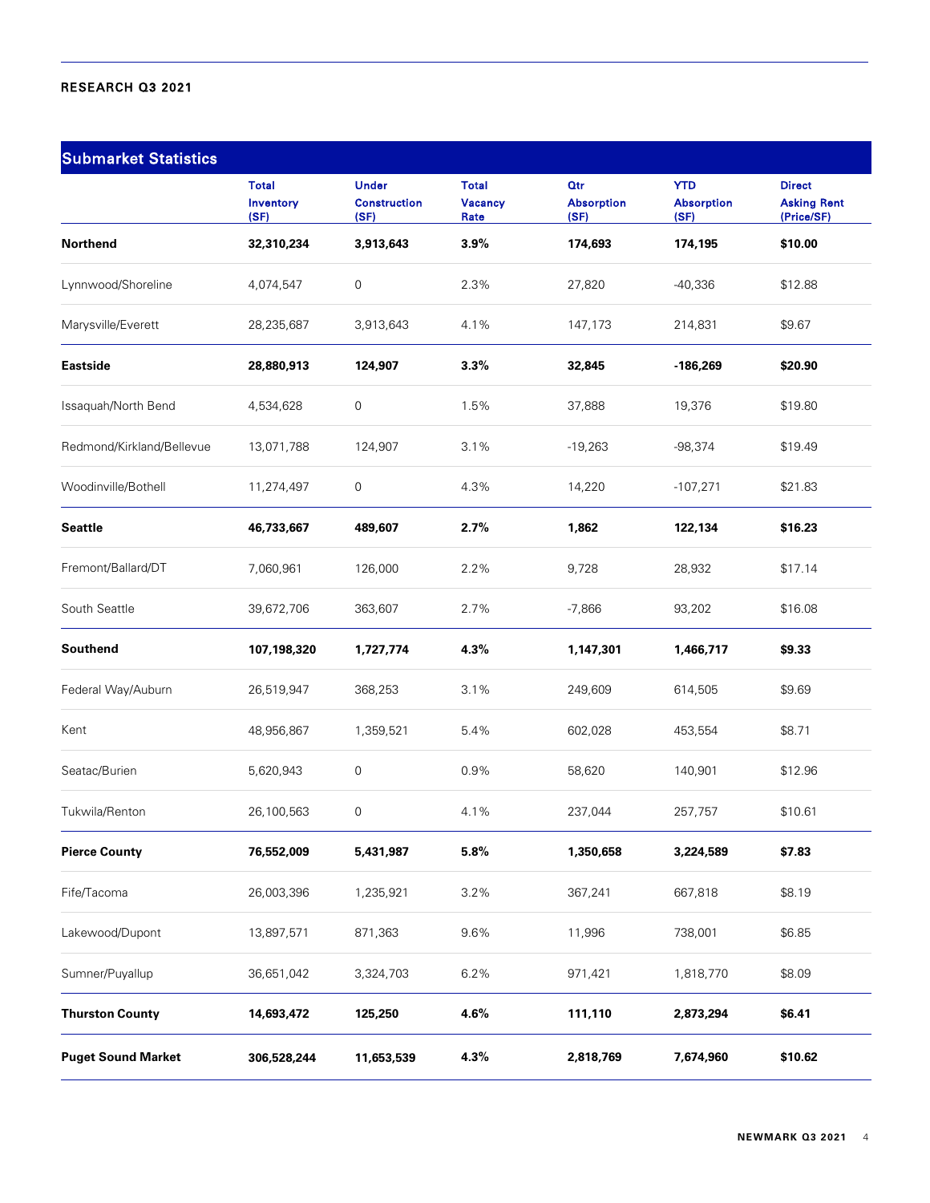## Submarket Statistics

| | Total Inventory (SF) | Under Construction (SF) | Total Vacancy Rate | Qtr Absorption (SF) | YTD Absorption (SF) | Direct Asking Rent (Price/SF) |
|---|---|---|---|---|---|---|
| **Northend** | **32,310,234** | **3,913,643** | **3.9%** | **174,693** | **174,195** | **$10.00** |
| Lynnwood/Shoreline | 4,074,547 | 0 | 2.3% | 27,820 | -40,336 | $12.88 |
| Marysville/Everett | 28,235,687 | 3,913,643 | 4.1% | 147,173 | 214,831 | $9.67 |
| **Eastside** | **28,880,913** | **124,907** | **3.3%** | **32,845** | **-186,269** | **$20.90** |
| Issaquah/North Bend | 4,534,628 | 0 | 1.5% | 37,888 | 19,376 | $19.80 |
| Redmond/Kirkland/Bellevue | 13,071,788 | 124,907 | 3.1% | -19,263 | -98,374 | $19.49 |
| Woodinville/Bothell | 11,274,497 | 0 | 4.3% | 14,220 | -107,271 | $21.83 |
| **Seattle** | **46,733,667** | **489,607** | **2.7%** | **1,862** | **122,134** | **$16.23** |
| Fremont/Ballard/DT | 7,060,961 | 126,000 | 2.2% | 9,728 | 28,932 | $17.14 |
| South Seattle | 39,672,706 | 363,607 | 2.7% | -7,866 | 93,202 | $16.08 |
| **Southend** | **107,198,320** | **1,727,774** | **4.3%** | **1,147,301** | **1,466,717** | **$9.33** |
| Federal Way/Auburn | 26,519,947 | 368,253 | 3.1% | 249,609 | 614,505 | $9.69 |
| Kent | 48,956,867 | 1,359,521 | 5.4% | 602,028 | 453,554 | $8.71 |
| Seatac/Burien | 5,620,943 | 0 | 0.9% | 58,620 | 140,901 | $12.96 |
| Tukwila/Renton | 26,100,563 | 0 | 4.1% | 237,044 | 257,757 | $10.61 |
| **Pierce County** | **76,552,009** | **5,431,987** | **5.8%** | **1,350,658** | **3,224,589** | **$7.83** |
| Fife/Tacoma | 26,003,396 | 1,235,921 | 3.2% | 367,241 | 667,818 | $8.19 |
| Lakewood/Dupont | 13,897,571 | 871,363 | 9.6% | 11,996 | 738,001 | $6.85 |
| Sumner/Puyallup | 36,651,042 | 3,324,703 | 6.2% | 971,421 | 1,818,770 | $8.09 |
| **Thurston County** | **14,693,472** | **125,250** | **4.6%** | **111,110** | **2,873,294** | **$6.41** |
| **Puget Sound Market** | **306,528,244** | **11,653,539** | **4.3%** | **2,818,769** | **7,674,960** | **$10.62** |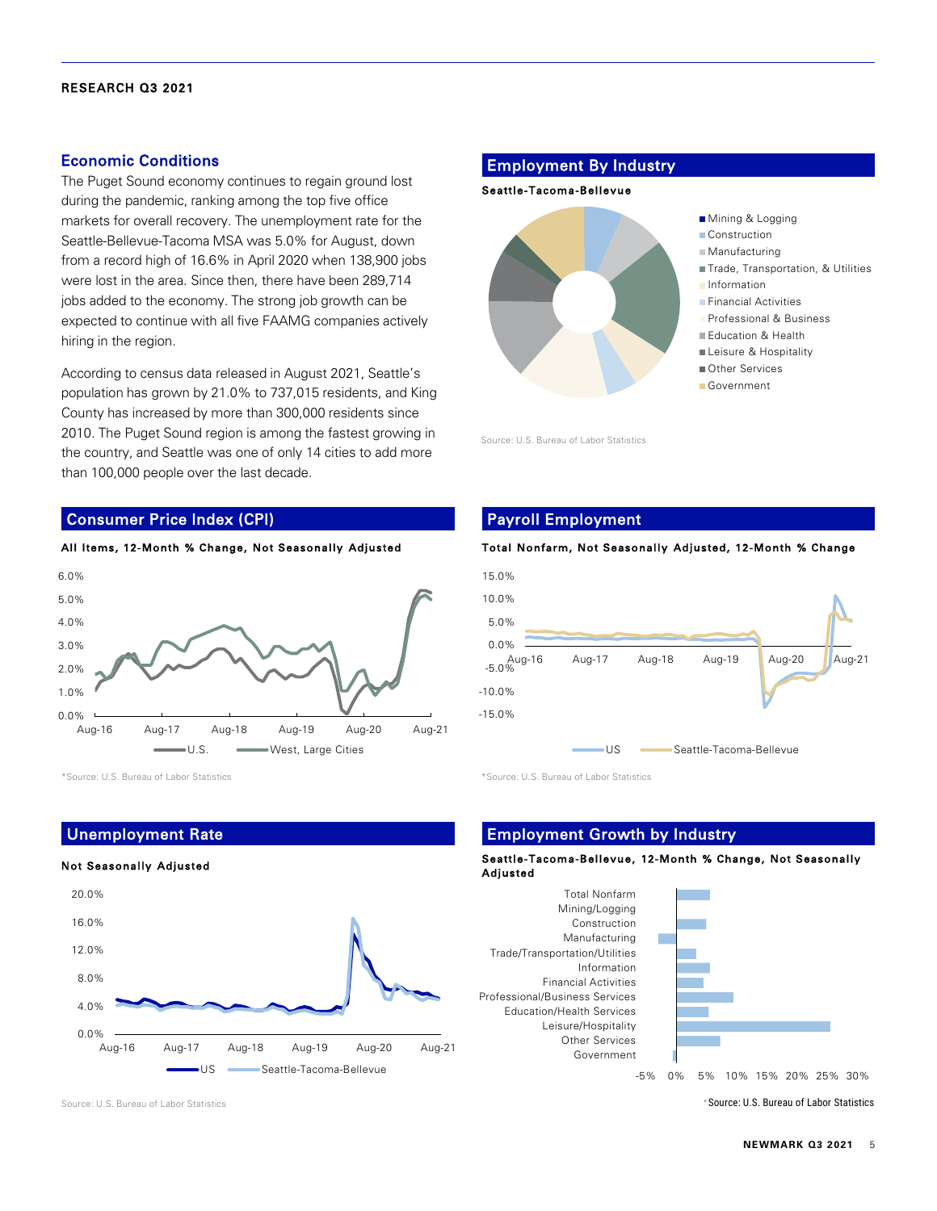## Economic Conditions

The Puget Sound economy continues to regain ground lost during the pandemic, ranking among the top five office markets for overall recovery. The unemployment rate for the Seattle-Bellevue-Tacoma MSA was 5.0% for August, down from a record high of 16.6% in April 2020 when 138,900 jobs were lost in the area. Since then, there have been 289,714 jobs added to the economy. The strong job growth can be expected to continue with all five FAAMG companies actively hiring in the region.

According to census data released in August 2021, Seattle's population has grown by 21.0% to 737,015 residents, and King County has increased by more than 300,000 residents since 2010. The Puget Sound region is among the fastest growing in the country, and Seattle was one of only 14 cities to add more than 100,000 people over the last decade.

## Employment By Industry

**Seattle-Tacoma-Bellevue**

- Mining & Logging
- Construction
- Manufacturing
- Trade, Transportation, & Utilities
- Information
- Financial Activities
- Professional & Business
- Education & Health
- Leisure & Hospitality
- Other Services
- Government

Source: U.S. Bureau of Labor Statistics

## Consumer Price Index (CPI)

**All Items, 12-Month % Change, Not Seasonally Adjusted**

U.S. — West, Large Cities

*Source: U.S. Bureau of Labor Statistics

## Payroll Employment

**Total Nonfarm, Not Seasonally Adjusted, 12-Month % Change**

US — Seattle-Tacoma-Bellevue

*Source: U.S. Bureau of Labor Statistics

## Unemployment Rate

**Not Seasonally Adjusted**

US — Seattle-Tacoma-Bellevue

Source: U.S. Bureau of Labor Statistics

## Employment Growth by Industry

**Seattle-Tacoma-Bellevue, 12-Month % Change, Not Seasonally Adjusted**

Total Nonfarm, Mining/Logging, Construction, Manufacturing, Trade/Transportation/Utilities, Information, Financial Activities, Professional/Business Services, Education/Health Services, Leisure/Hospitality, Other Services, Government

*Source: U.S. Bureau of Labor Statistics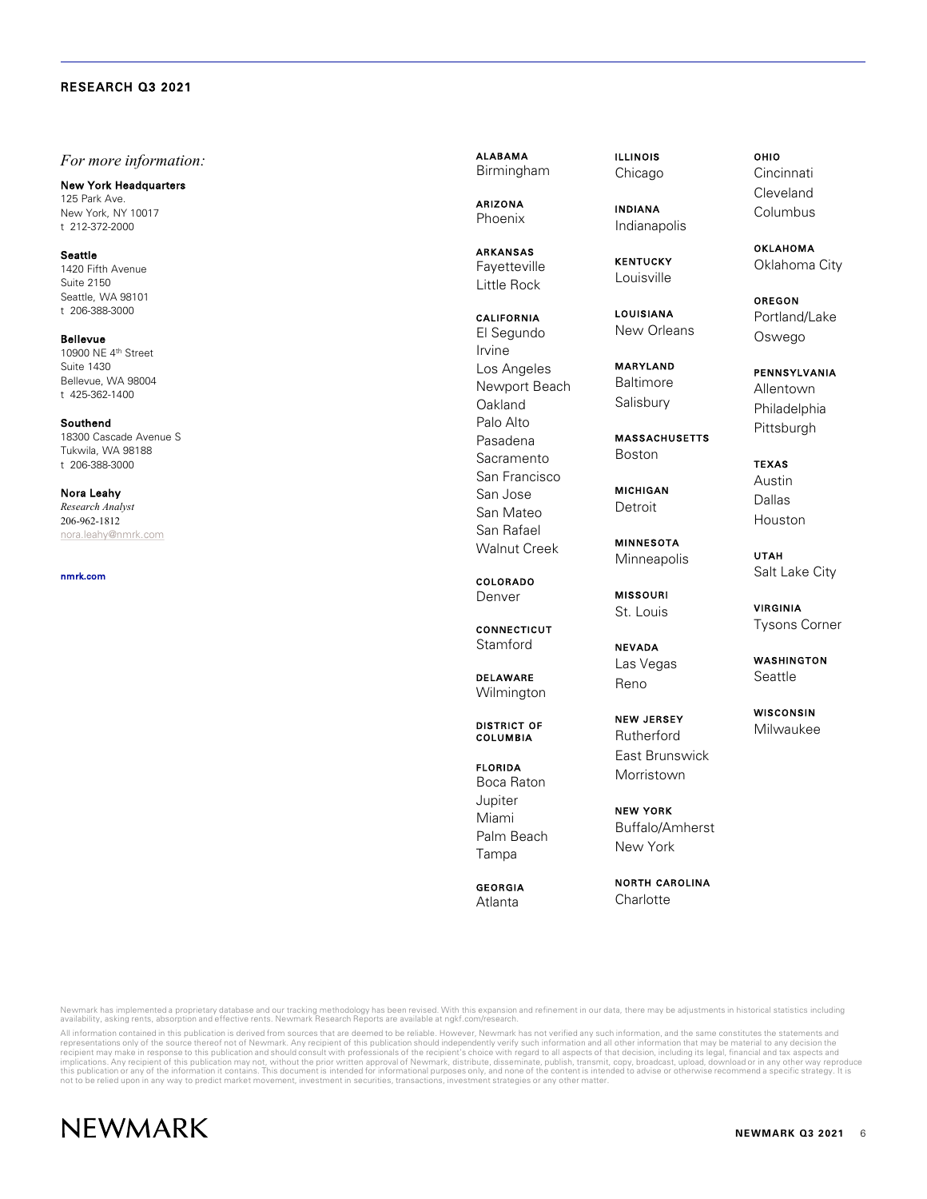*For more information:*

**New York Headquarters**
125 Park Ave.
New York, NY 10017
t 212-372-2000

**Seattle**
1420 Fifth Avenue
Suite 2150
Seattle, WA 98101
t 206-388-3000

**Bellevue**
10900 NE 4th Street
Suite 1430
Bellevue, WA 98004
t 425-362-1400

**Southend**
18300 Cascade Avenue S
Tukwila, WA 98188
t 206-388-3000

**Nora Leahy**
*Research Analyst*
206-962-1812
nora.leahy@nmrk.com

**nmrk.com**

**ALABAMA**
Birmingham

**ARIZONA**
Phoenix

**ARKANSAS**
Fayetteville
Little Rock

**CALIFORNIA**
El Segundo
Irvine
Los Angeles
Newport Beach
Oakland
Palo Alto
Pasadena
Sacramento
San Francisco
San Jose
San Mateo
San Rafael
Walnut Creek

**COLORADO**
Denver

**CONNECTICUT**
Stamford

**DELAWARE**
Wilmington

**DISTRICT OF COLUMBIA**

**FLORIDA**
Boca Raton
Jupiter
Miami
Palm Beach
Tampa

**GEORGIA**
Atlanta

**ILLINOIS**
Chicago

**INDIANA**
Indianapolis

**KENTUCKY**
Louisville

**LOUISIANA**
New Orleans

**MARYLAND**
Baltimore
Salisbury

**MASSACHUSETTS**
Boston

**MICHIGAN**
Detroit

**MINNESOTA**
Minneapolis

**MISSOURI**
St. Louis

**NEVADA**
Las Vegas
Reno

**NEW JERSEY**
Rutherford
East Brunswick
Morristown

**NEW YORK**
Buffalo/Amherst
New York

**NORTH CAROLINA**
Charlotte

**OHIO**
Cincinnati
Cleveland
Columbus

**OKLAHOMA**
Oklahoma City

**OREGON**
Portland/Lake Oswego

**PENNSYLVANIA**
Allentown
Philadelphia
Pittsburgh

**TEXAS**
Austin
Dallas
Houston

**UTAH**
Salt Lake City

**VIRGINIA**
Tysons Corner

**WASHINGTON**
Seattle

**WISCONSIN**
Milwaukee

Newmark has implemented a proprietary database and our tracking methodology has been revised. With this expansion and refinement in our data, there may be adjustments in historical statistics including availability, asking rents, absorption and effective rents. Newmark Research Reports are available at ngkf.com/research.

All information contained in this publication is derived from sources that are deemed to be reliable. However, Newmark has not verified any such information, and the same constitutes the statements and representations only of the source thereof not of Newmark. Any recipient of this publication should independently verify such information and all other information that may be material to any decision the recipient may make in response to this publication and should consult with professionals of the recipient's choice with regard to all aspects of that decision, including its legal, financial and tax aspects and implications. Any recipient of this publication may not, without the prior written approval of Newmark, distribute, disseminate, publish, transmit, copy, broadcast, upload, download or in any other way reproduce this publication or any of the information it contains. This document is intended for informational purposes only, and none of the content is intended to advise or otherwise recommend a specific strategy. It is not to be relied upon in any way to predict market movement, investment in securities, transactions, investment strategies or any other matter.

NEWMARK